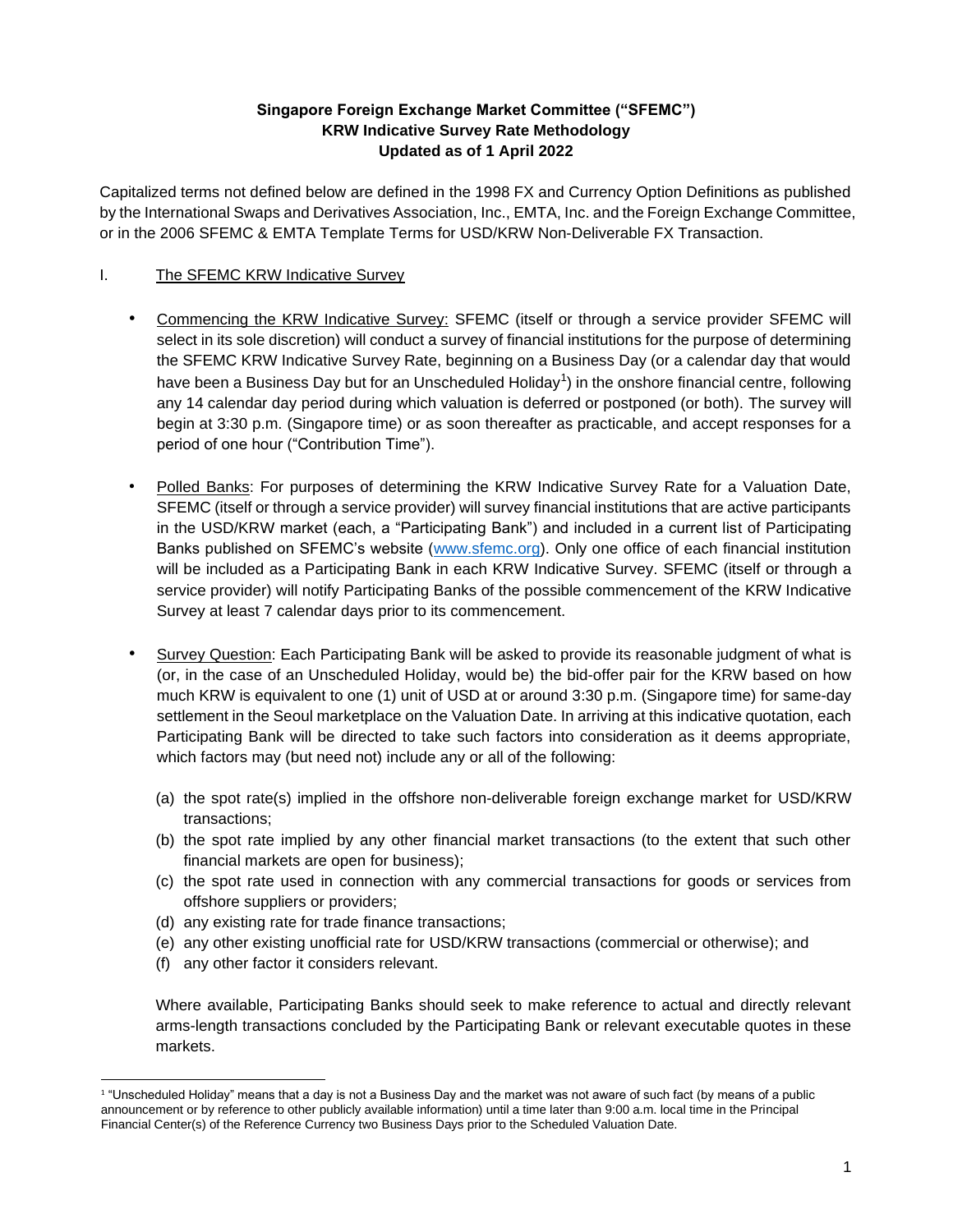**Singapore Foreign Exchange Market Committee ("SFEMC")**
**KRW Indicative Survey Rate Methodology**
**Updated as of 1 April 2022**

Capitalized terms not defined below are defined in the 1998 FX and Currency Option Definitions as published by the International Swaps and Derivatives Association, Inc., EMTA, Inc. and the Foreign Exchange Committee, or in the 2006 SFEMC & EMTA Template Terms for USD/KRW Non-Deliverable FX Transaction.

## I. The SFEMC KRW Indicative Survey

- Commencing the KRW Indicative Survey: SFEMC (itself or through a service provider SFEMC will select in its sole discretion) will conduct a survey of financial institutions for the purpose of determining the SFEMC KRW Indicative Survey Rate, beginning on a Business Day (or a calendar day that would have been a Business Day but for an Unscheduled Holiday[1]) in the onshore financial centre, following any 14 calendar day period during which valuation is deferred or postponed (or both). The survey will begin at 3:30 p.m. (Singapore time) or as soon thereafter as practicable, and accept responses for a period of one hour ("Contribution Time").

- Polled Banks: For purposes of determining the KRW Indicative Survey Rate for a Valuation Date, SFEMC (itself or through a service provider) will survey financial institutions that are active participants in the USD/KRW market (each, a "Participating Bank") and included in a current list of Participating Banks published on SFEMC's website (www.sfemc.org). Only one office of each financial institution will be included as a Participating Bank in each KRW Indicative Survey. SFEMC (itself or through a service provider) will notify Participating Banks of the possible commencement of the KRW Indicative Survey at least 7 calendar days prior to its commencement.

- Survey Question: Each Participating Bank will be asked to provide its reasonable judgment of what is (or, in the case of an Unscheduled Holiday, would be) the bid-offer pair for the KRW based on how much KRW is equivalent to one (1) unit of USD at or around 3:30 p.m. (Singapore time) for same-day settlement in the Seoul marketplace on the Valuation Date. In arriving at this indicative quotation, each Participating Bank will be directed to take such factors into consideration as it deems appropriate, which factors may (but need not) include any or all of the following:

  (a) the spot rate(s) implied in the offshore non-deliverable foreign exchange market for USD/KRW transactions;
  (b) the spot rate implied by any other financial market transactions (to the extent that such other financial markets are open for business);
  (c) the spot rate used in connection with any commercial transactions for goods or services from offshore suppliers or providers;
  (d) any existing rate for trade finance transactions;
  (e) any other existing unofficial rate for USD/KRW transactions (commercial or otherwise); and
  (f) any other factor it considers relevant.

  Where available, Participating Banks should seek to make reference to actual and directly relevant arms-length transactions concluded by the Participating Bank or relevant executable quotes in these markets.

[1] "Unscheduled Holiday" means that a day is not a Business Day and the market was not aware of such fact (by means of a public announcement or by reference to other publicly available information) until a time later than 9:00 a.m. local time in the Principal Financial Center(s) of the Reference Currency two Business Days prior to the Scheduled Valuation Date.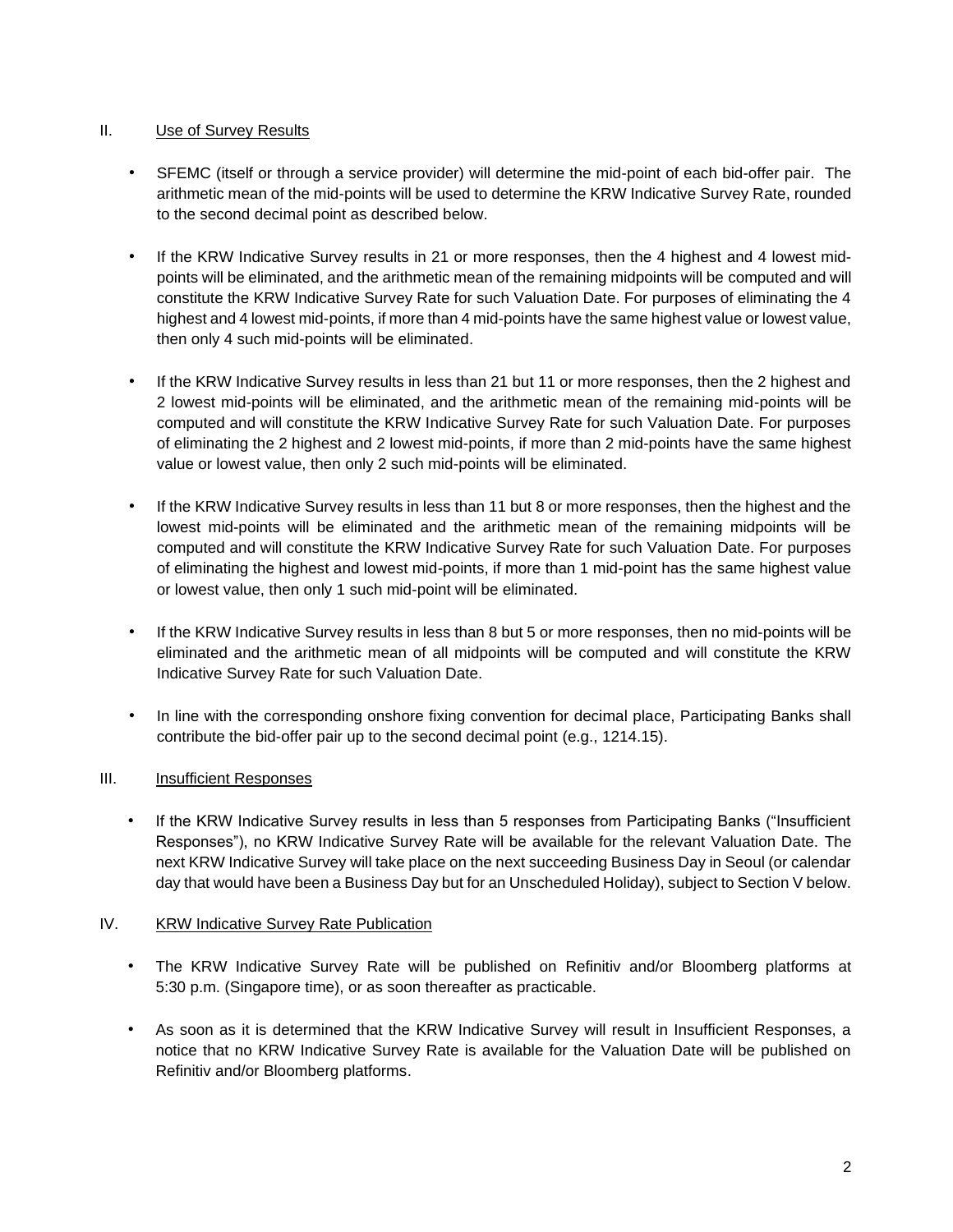## II. Use of Survey Results

- SFEMC (itself or through a service provider) will determine the mid-point of each bid-offer pair. The arithmetic mean of the mid-points will be used to determine the KRW Indicative Survey Rate, rounded to the second decimal point as described below.

- If the KRW Indicative Survey results in 21 or more responses, then the 4 highest and 4 lowest mid-points will be eliminated, and the arithmetic mean of the remaining midpoints will be computed and will constitute the KRW Indicative Survey Rate for such Valuation Date. For purposes of eliminating the 4 highest and 4 lowest mid-points, if more than 4 mid-points have the same highest value or lowest value, then only 4 such mid-points will be eliminated.

- If the KRW Indicative Survey results in less than 21 but 11 or more responses, then the 2 highest and 2 lowest mid-points will be eliminated, and the arithmetic mean of the remaining mid-points will be computed and will constitute the KRW Indicative Survey Rate for such Valuation Date. For purposes of eliminating the 2 highest and 2 lowest mid-points, if more than 2 mid-points have the same highest value or lowest value, then only 2 such mid-points will be eliminated.

- If the KRW Indicative Survey results in less than 11 but 8 or more responses, then the highest and the lowest mid-points will be eliminated and the arithmetic mean of the remaining midpoints will be computed and will constitute the KRW Indicative Survey Rate for such Valuation Date. For purposes of eliminating the highest and lowest mid-points, if more than 1 mid-point has the same highest value or lowest value, then only 1 such mid-point will be eliminated.

- If the KRW Indicative Survey results in less than 8 but 5 or more responses, then no mid-points will be eliminated and the arithmetic mean of all midpoints will be computed and will constitute the KRW Indicative Survey Rate for such Valuation Date.

- In line with the corresponding onshore fixing convention for decimal place, Participating Banks shall contribute the bid-offer pair up to the second decimal point (e.g., 1214.15).

## III. Insufficient Responses

- If the KRW Indicative Survey results in less than 5 responses from Participating Banks ("Insufficient Responses"), no KRW Indicative Survey Rate will be available for the relevant Valuation Date. The next KRW Indicative Survey will take place on the next succeeding Business Day in Seoul (or calendar day that would have been a Business Day but for an Unscheduled Holiday), subject to Section V below.

## IV. KRW Indicative Survey Rate Publication

- The KRW Indicative Survey Rate will be published on Refinitiv and/or Bloomberg platforms at 5:30 p.m. (Singapore time), or as soon thereafter as practicable.

- As soon as it is determined that the KRW Indicative Survey will result in Insufficient Responses, a notice that no KRW Indicative Survey Rate is available for the Valuation Date will be published on Refinitiv and/or Bloomberg platforms.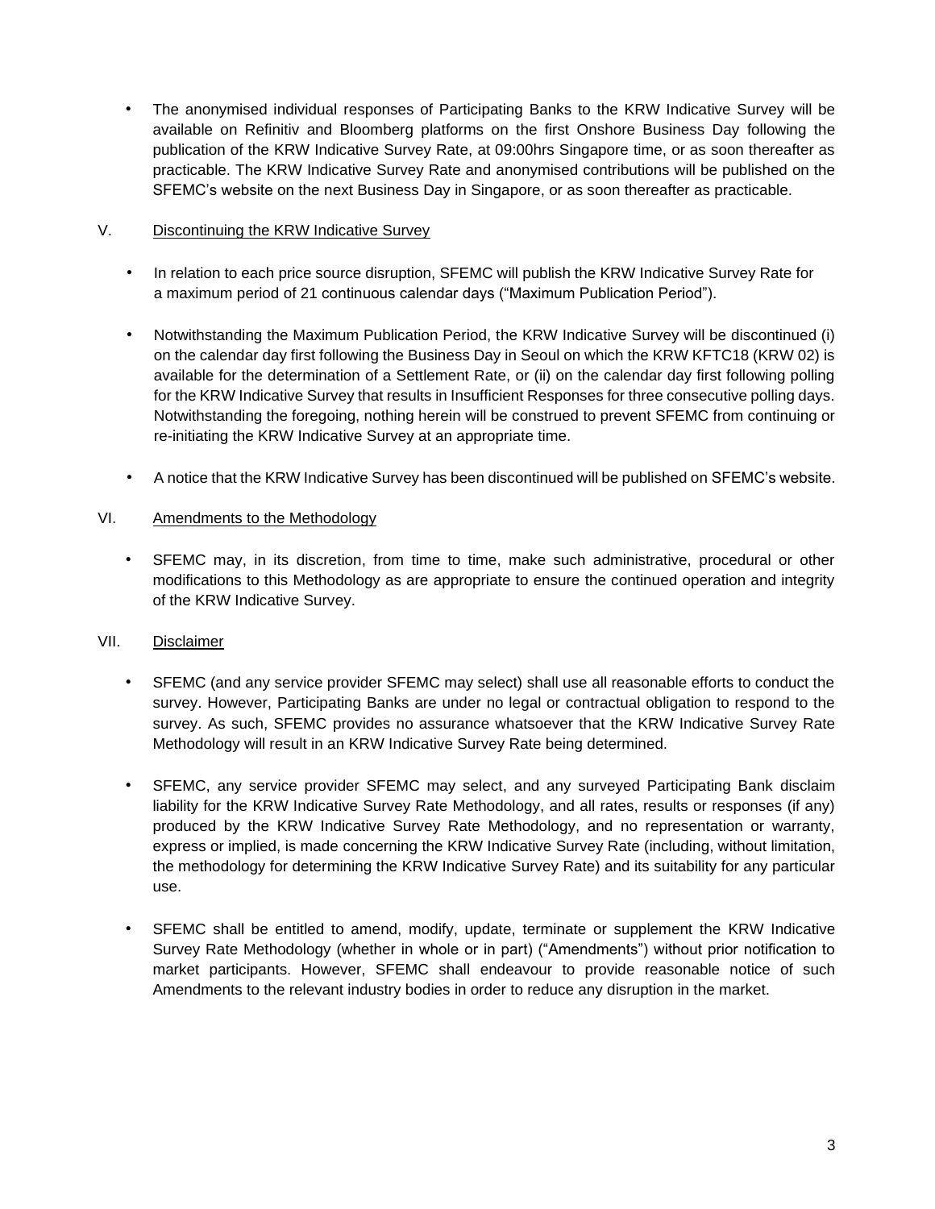- The anonymised individual responses of Participating Banks to the KRW Indicative Survey will be available on Refinitiv and Bloomberg platforms on the first Onshore Business Day following the publication of the KRW Indicative Survey Rate, at 09:00hrs Singapore time, or as soon thereafter as practicable. The KRW Indicative Survey Rate and anonymised contributions will be published on the SFEMC's website on the next Business Day in Singapore, or as soon thereafter as practicable.

## V. Discontinuing the KRW Indicative Survey

- In relation to each price source disruption, SFEMC will publish the KRW Indicative Survey Rate for a maximum period of 21 continuous calendar days ("Maximum Publication Period").

- Notwithstanding the Maximum Publication Period, the KRW Indicative Survey will be discontinued (i) on the calendar day first following the Business Day in Seoul on which the KRW KFTC18 (KRW 02) is available for the determination of a Settlement Rate, or (ii) on the calendar day first following polling for the KRW Indicative Survey that results in Insufficient Responses for three consecutive polling days. Notwithstanding the foregoing, nothing herein will be construed to prevent SFEMC from continuing or re-initiating the KRW Indicative Survey at an appropriate time.

- A notice that the KRW Indicative Survey has been discontinued will be published on SFEMC's website.

## VI. Amendments to the Methodology

- SFEMC may, in its discretion, from time to time, make such administrative, procedural or other modifications to this Methodology as are appropriate to ensure the continued operation and integrity of the KRW Indicative Survey.

## VII. Disclaimer

- SFEMC (and any service provider SFEMC may select) shall use all reasonable efforts to conduct the survey. However, Participating Banks are under no legal or contractual obligation to respond to the survey. As such, SFEMC provides no assurance whatsoever that the KRW Indicative Survey Rate Methodology will result in an KRW Indicative Survey Rate being determined.

- SFEMC, any service provider SFEMC may select, and any surveyed Participating Bank disclaim liability for the KRW Indicative Survey Rate Methodology, and all rates, results or responses (if any) produced by the KRW Indicative Survey Rate Methodology, and no representation or warranty, express or implied, is made concerning the KRW Indicative Survey Rate (including, without limitation, the methodology for determining the KRW Indicative Survey Rate) and its suitability for any particular use.

- SFEMC shall be entitled to amend, modify, update, terminate or supplement the KRW Indicative Survey Rate Methodology (whether in whole or in part) ("Amendments") without prior notification to market participants. However, SFEMC shall endeavour to provide reasonable notice of such Amendments to the relevant industry bodies in order to reduce any disruption in the market.